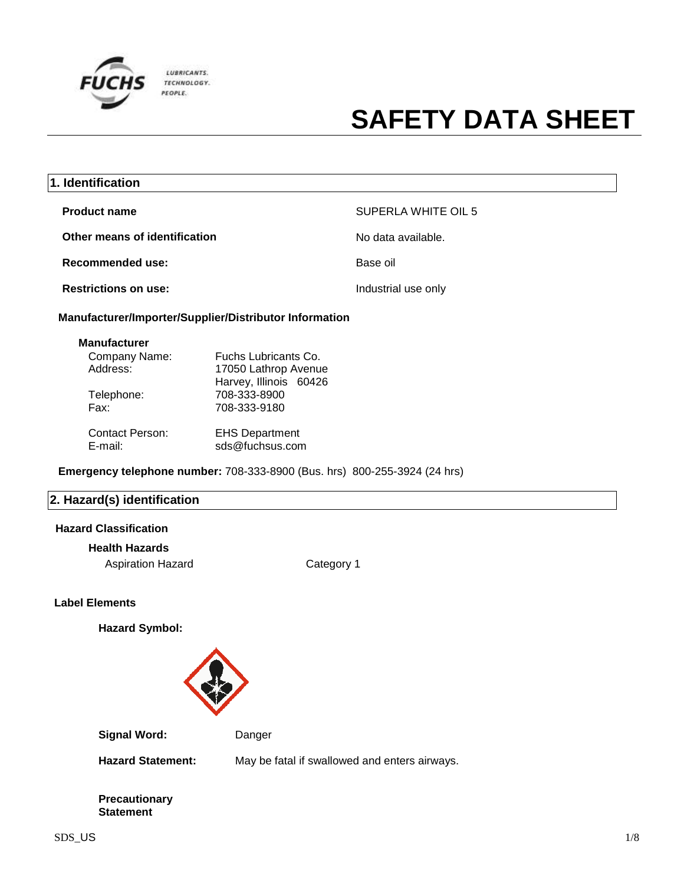# SAFETY DATA SHEET

## 1. Identification

**Product name** SUPERLA WHITE OIL 5

**Other means of identification** No data available.

**Recommended use:** Base oil

**Restrictions on use:** Industrial use only

### Manufacturer/Importer/Supplier/Distributor Information

**Manufacturer**

Company Name: Fuchs Lubricants Co.
Address: 17050 Lathrop Avenue
Harvey, Illinois 60426
Telephone: 708-333-8900
Fax: 708-333-9180

Contact Person: EHS Department
E-mail: sds@fuchsus.com

**Emergency telephone number:** 708-333-8900 (Bus. hrs) 800-255-3924 (24 hrs)

## 2. Hazard(s) identification

### Hazard Classification

**Health Hazards**

Aspiration Hazard Category 1

### Label Elements

**Hazard Symbol:**

**Signal Word:** Danger

**Hazard Statement:** May be fatal if swallowed and enters airways.

**Precautionary Statement**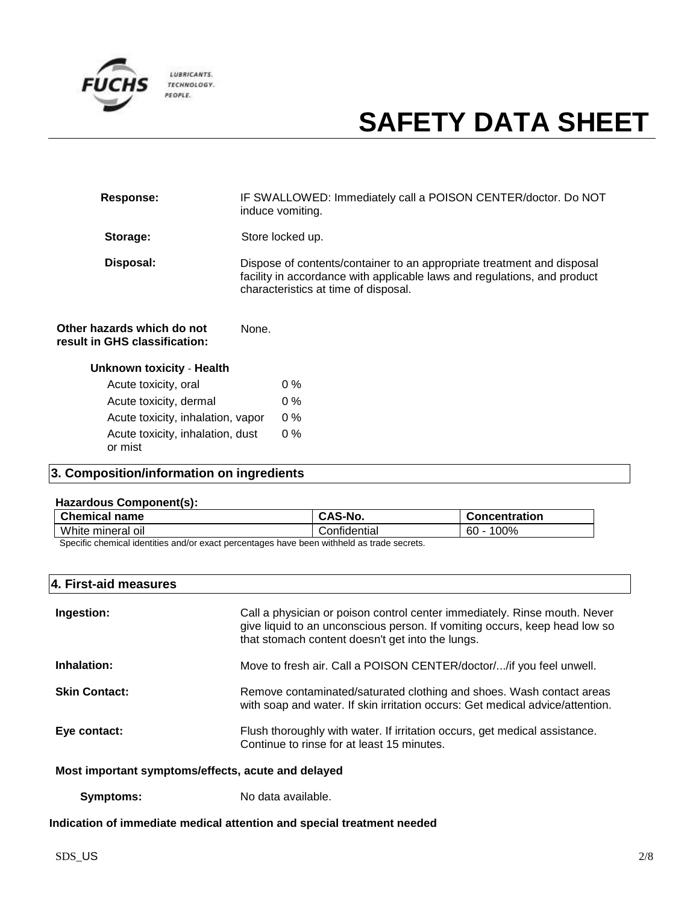# SAFETY DATA SHEET

**Response:** IF SWALLOWED: Immediately call a POISON CENTER/doctor. Do NOT induce vomiting.

**Storage:** Store locked up.

**Disposal:** Dispose of contents/container to an appropriate treatment and disposal facility in accordance with applicable laws and regulations, and product characteristics at time of disposal.

**Other hazards which do not result in GHS classification:** None.

**Unknown toxicity - Health**

| | |
|---|---|
| Acute toxicity, oral | 0 % |
| Acute toxicity, dermal | 0 % |
| Acute toxicity, inhalation, vapor | 0 % |
| Acute toxicity, inhalation, dust or mist | 0 % |

## 3. Composition/information on ingredients

**Hazardous Component(s):**

| Chemical name | CAS-No. | Concentration |
|---|---|---|
| White mineral oil | Confidential | 60 - 100% |

Specific chemical identities and/or exact percentages have been withheld as trade secrets.

## 4. First-aid measures

**Ingestion:** Call a physician or poison control center immediately. Rinse mouth. Never give liquid to an unconscious person. If vomiting occurs, keep head low so that stomach content doesn't get into the lungs.

**Inhalation:** Move to fresh air. Call a POISON CENTER/doctor/.../if you feel unwell.

**Skin Contact:** Remove contaminated/saturated clothing and shoes. Wash contact areas with soap and water. If skin irritation occurs: Get medical advice/attention.

**Eye contact:** Flush thoroughly with water. If irritation occurs, get medical assistance. Continue to rinse for at least 15 minutes.

**Most important symptoms/effects, acute and delayed**

**Symptoms:** No data available.

**Indication of immediate medical attention and special treatment needed**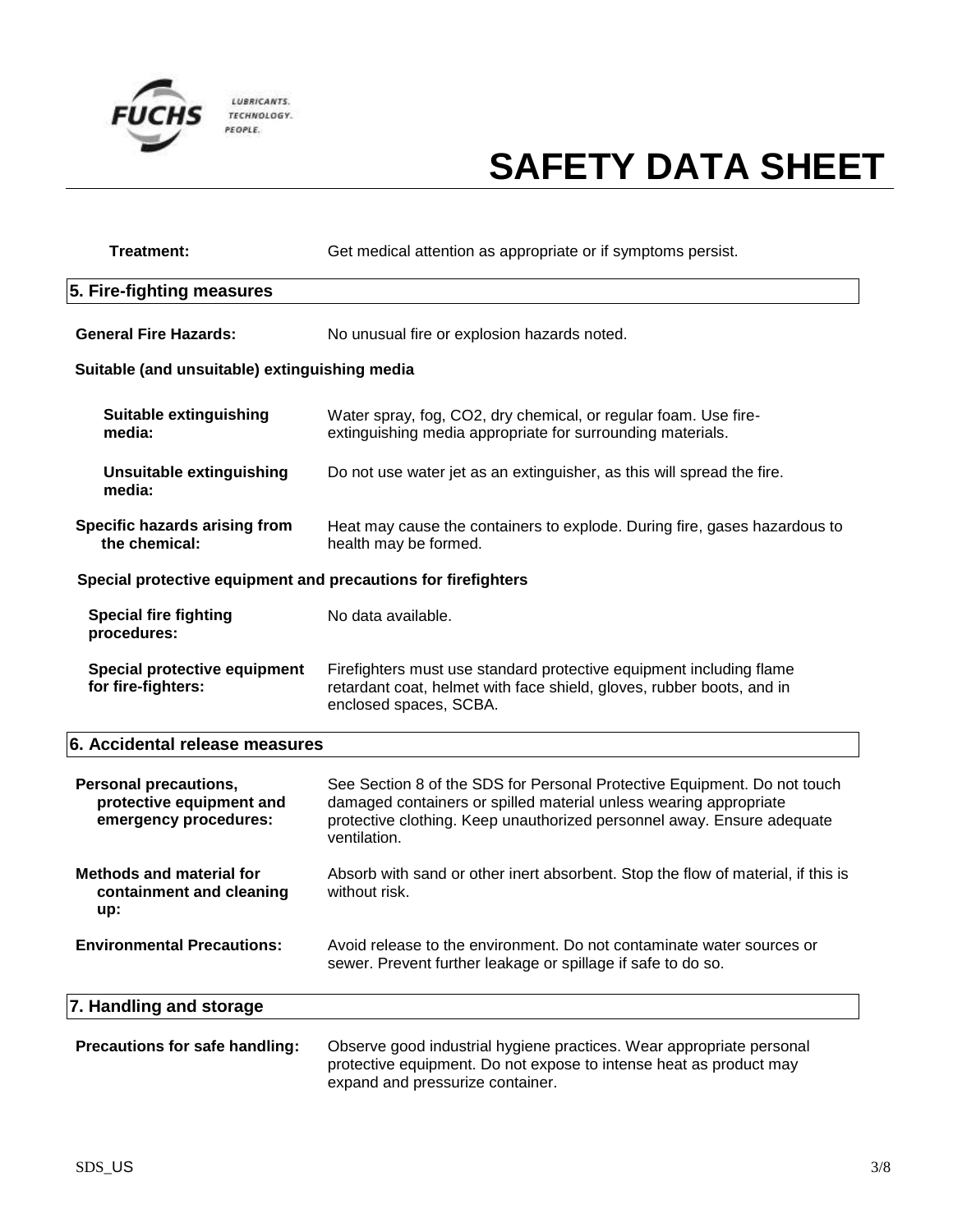**Treatment:** Get medical attention as appropriate or if symptoms persist.

## 5. Fire-fighting measures

**General Fire Hazards:** No unusual fire or explosion hazards noted.

### Suitable (and unsuitable) extinguishing media

**Suitable extinguishing media:** Water spray, fog, $CO_2$, dry chemical, or regular foam. Use fire-extinguishing media appropriate for surrounding materials.

**Unsuitable extinguishing media:** Do not use water jet as an extinguisher, as this will spread the fire.

**Specific hazards arising from the chemical:** Heat may cause the containers to explode. During fire, gases hazardous to health may be formed.

### Special protective equipment and precautions for firefighters

**Special fire fighting procedures:** No data available.

**Special protective equipment for fire-fighters:** Firefighters must use standard protective equipment including flame retardant coat, helmet with face shield, gloves, rubber boots, and in enclosed spaces, SCBA.

## 6. Accidental release measures

**Personal precautions, protective equipment and emergency procedures:** See Section 8 of the SDS for Personal Protective Equipment. Do not touch damaged containers or spilled material unless wearing appropriate protective clothing. Keep unauthorized personnel away. Ensure adequate ventilation.

**Methods and material for containment and cleaning up:** Absorb with sand or other inert absorbent. Stop the flow of material, if this is without risk.

**Environmental Precautions:** Avoid release to the environment. Do not contaminate water sources or sewer. Prevent further leakage or spillage if safe to do so.

## 7. Handling and storage

**Precautions for safe handling:** Observe good industrial hygiene practices. Wear appropriate personal protective equipment. Do not expose to intense heat as product may expand and pressurize container.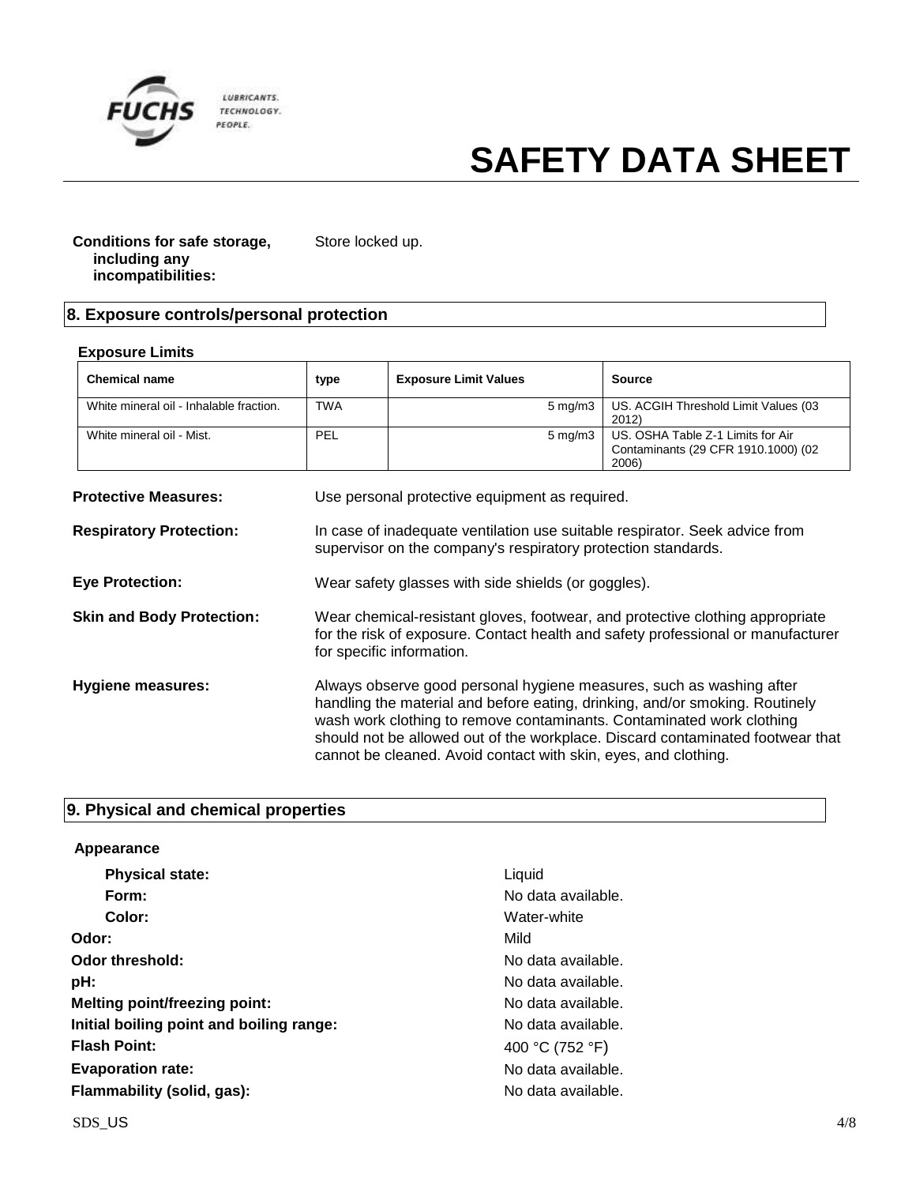**Conditions for safe storage, including any incompatibilities:** Store locked up.

## 8. Exposure controls/personal protection

### Exposure Limits

| Chemical name | type | Exposure Limit Values | Source |
|---|---|---|---|
| White mineral oil - Inhalable fraction. | TWA | 5 mg/m3 | US. ACGIH Threshold Limit Values (03 2012) |
| White mineral oil - Mist. | PEL | 5 mg/m3 | US. OSHA Table Z-1 Limits for Air Contaminants (29 CFR 1910.1000) (02 2006) |

**Protective Measures:** Use personal protective equipment as required.

**Respiratory Protection:** In case of inadequate ventilation use suitable respirator. Seek advice from supervisor on the company's respiratory protection standards.

**Eye Protection:** Wear safety glasses with side shields (or goggles).

**Skin and Body Protection:** Wear chemical-resistant gloves, footwear, and protective clothing appropriate for the risk of exposure. Contact health and safety professional or manufacturer for specific information.

**Hygiene measures:** Always observe good personal hygiene measures, such as washing after handling the material and before eating, drinking, and/or smoking. Routinely wash work clothing to remove contaminants. Contaminated work clothing should not be allowed out of the workplace. Discard contaminated footwear that cannot be cleaned. Avoid contact with skin, eyes, and clothing.

## 9. Physical and chemical properties

### Appearance

**Physical state:** Liquid

**Form:** No data available.

**Color:** Water-white

**Odor:** Mild

**Odor threshold:** No data available.

**pH:** No data available.

**Melting point/freezing point:** No data available.

**Initial boiling point and boiling range:** No data available.

**Flash Point:** 400 °C (752 °F)

**Evaporation rate:** No data available.

**Flammability (solid, gas):** No data available.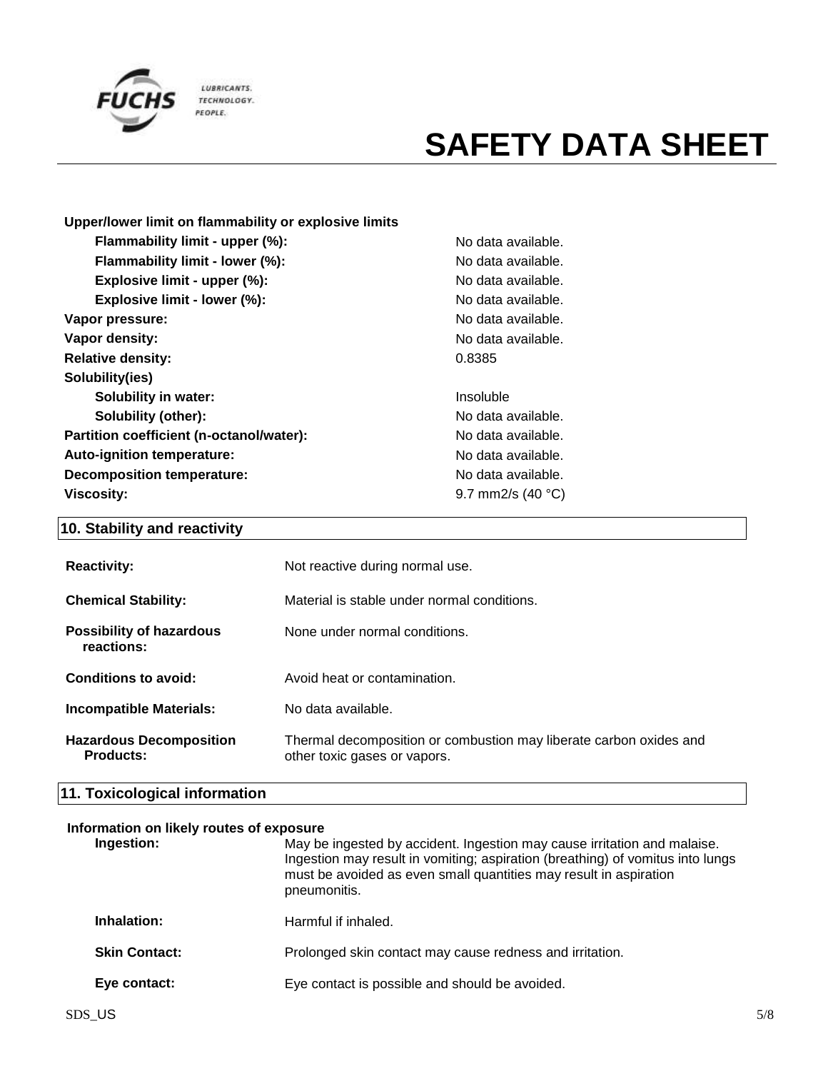**Upper/lower limit on flammability or explosive limits**

| | |
|---|---|
| **Flammability limit - upper (%):** | No data available. |
| **Flammability limit - lower (%):** | No data available. |
| **Explosive limit - upper (%):** | No data available. |
| **Explosive limit - lower (%):** | No data available. |
| **Vapor pressure:** | No data available. |
| **Vapor density:** | No data available. |
| **Relative density:** | 0.8385 |
| **Solubility(ies)** | |
| **Solubility in water:** | Insoluble |
| **Solubility (other):** | No data available. |
| **Partition coefficient (n-octanol/water):** | No data available. |
| **Auto-ignition temperature:** | No data available. |
| **Decomposition temperature:** | No data available. |
| **Viscosity:** | 9.7 mm2/s (40 °C) |

## 10. Stability and reactivity

**Reactivity:** Not reactive during normal use.

**Chemical Stability:** Material is stable under normal conditions.

**Possibility of hazardous reactions:** None under normal conditions.

**Conditions to avoid:** Avoid heat or contamination.

**Incompatible Materials:** No data available.

**Hazardous Decomposition Products:** Thermal decomposition or combustion may liberate carbon oxides and other toxic gases or vapors.

## 11. Toxicological information

**Information on likely routes of exposure**

**Ingestion:** May be ingested by accident. Ingestion may cause irritation and malaise. Ingestion may result in vomiting; aspiration (breathing) of vomitus into lungs must be avoided as even small quantities may result in aspiration pneumonitis.

**Inhalation:** Harmful if inhaled.

**Skin Contact:** Prolonged skin contact may cause redness and irritation.

**Eye contact:** Eye contact is possible and should be avoided.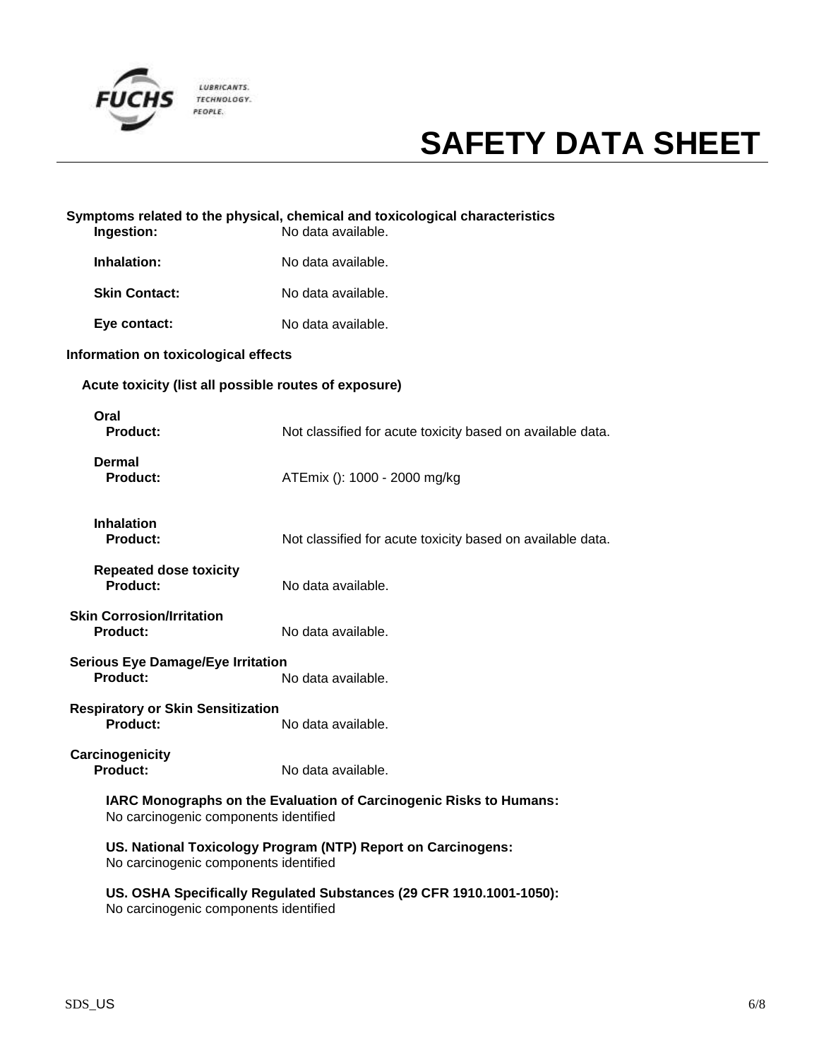**Symptoms related to the physical, chemical and toxicological characteristics**

**Ingestion:** No data available.

**Inhalation:** No data available.

**Skin Contact:** No data available.

**Eye contact:** No data available.

**Information on toxicological effects**

**Acute toxicity (list all possible routes of exposure)**

**Oral**
**Product:** Not classified for acute toxicity based on available data.

**Dermal**
**Product:** ATEmix (): 1000 - 2000 mg/kg

**Inhalation**
**Product:** Not classified for acute toxicity based on available data.

**Repeated dose toxicity**
**Product:** No data available.

**Skin Corrosion/Irritation**
**Product:** No data available.

**Serious Eye Damage/Eye Irritation**
**Product:** No data available.

**Respiratory or Skin Sensitization**
**Product:** No data available.

**Carcinogenicity**
**Product:** No data available.

**IARC Monographs on the Evaluation of Carcinogenic Risks to Humans:**
No carcinogenic components identified

**US. National Toxicology Program (NTP) Report on Carcinogens:**
No carcinogenic components identified

**US. OSHA Specifically Regulated Substances (29 CFR 1910.1001-1050):**
No carcinogenic components identified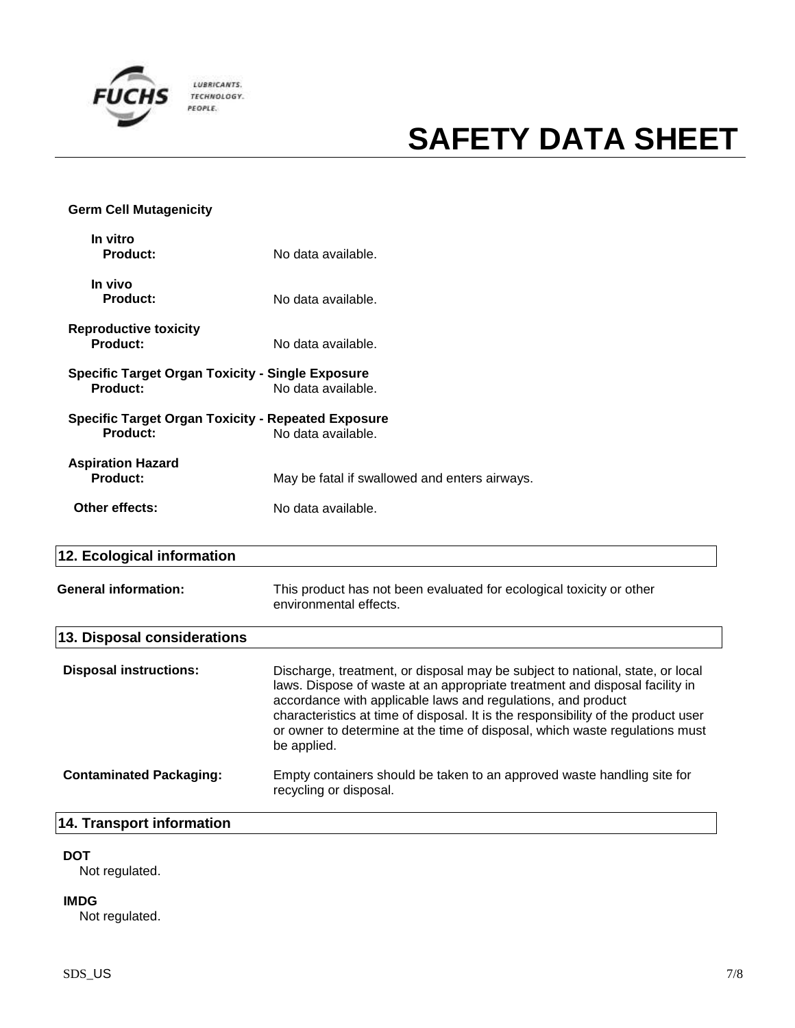**Germ Cell Mutagenicity**

**In vitro**
**Product:** No data available.

**In vivo**
**Product:** No data available.

**Reproductive toxicity**
**Product:** No data available.

**Specific Target Organ Toxicity - Single Exposure**
**Product:** No data available.

**Specific Target Organ Toxicity - Repeated Exposure**
**Product:** No data available.

**Aspiration Hazard**
**Product:** May be fatal if swallowed and enters airways.

**Other effects:** No data available.

## 12. Ecological information

**General information:** This product has not been evaluated for ecological toxicity or other environmental effects.

## 13. Disposal considerations

**Disposal instructions:** Discharge, treatment, or disposal may be subject to national, state, or local laws. Dispose of waste at an appropriate treatment and disposal facility in accordance with applicable laws and regulations, and product characteristics at time of disposal. It is the responsibility of the product user or owner to determine at the time of disposal, which waste regulations must be applied.

**Contaminated Packaging:** Empty containers should be taken to an approved waste handling site for recycling or disposal.

## 14. Transport information

**DOT**
Not regulated.

**IMDG**
Not regulated.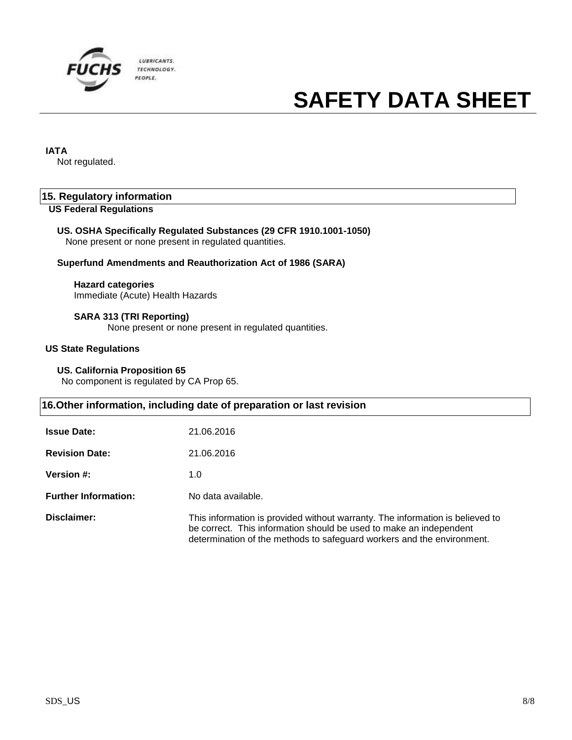**IATA**

Not regulated.

## 15. Regulatory information

**US Federal Regulations**

**US. OSHA Specifically Regulated Substances (29 CFR 1910.1001-1050)**

None present or none present in regulated quantities.

**Superfund Amendments and Reauthorization Act of 1986 (SARA)**

**Hazard categories**

Immediate (Acute) Health Hazards

**SARA 313 (TRI Reporting)**

None present or none present in regulated quantities.

**US State Regulations**

**US. California Proposition 65**

No component is regulated by CA Prop 65.

## 16.Other information, including date of preparation or last revision

| | |
|---|---|
| **Issue Date:** | 21.06.2016 |
| **Revision Date:** | 21.06.2016 |
| **Version #:** | 1.0 |
| **Further Information:** | No data available. |
| **Disclaimer:** | This information is provided without warranty. The information is believed to be correct. This information should be used to make an independent determination of the methods to safeguard workers and the environment. |